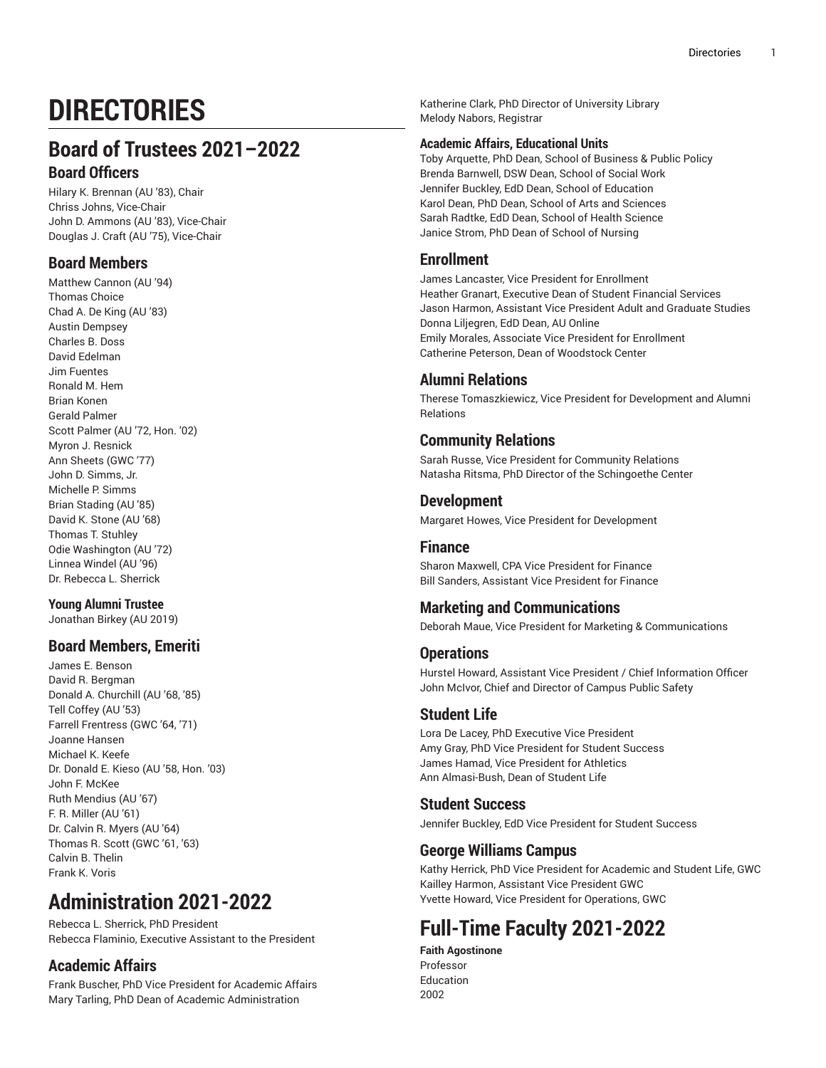# DIRECTORIES

## Board of Trustees 2021–2022

### Board Officers

Hilary K. Brennan (AU ’83), Chair
Chriss Johns, Vice-Chair
John D. Ammons (AU ’83), Vice-Chair
Douglas J. Craft (AU ’75), Vice-Chair

### Board Members

Matthew Cannon (AU ’94)
Thomas Choice
Chad A. De King (AU ’83)
Austin Dempsey
Charles B. Doss
David Edelman
Jim Fuentes
Ronald M. Hem
Brian Konen
Gerald Palmer
Scott Palmer (AU ’72, Hon. ’02)
Myron J. Resnick
Ann Sheets (GWC ’77)
John D. Simms, Jr.
Michelle P. Simms
Brian Stading (AU ’85)
David K. Stone (AU ’68)
Thomas T. Stuhley
Odie Washington (AU ’72)
Linnea Windel (AU ’96)
Dr. Rebecca L. Sherrick

#### Young Alumni Trustee

Jonathan Birkey (AU 2019)

### Board Members, Emeriti

James E. Benson
David R. Bergman
Donald A. Churchill (AU ’68, ’85)
Tell Coffey (AU ’53)
Farrell Frentress (GWC ’64, ’71)
Joanne Hansen
Michael K. Keefe
Dr. Donald E. Kieso (AU ’58, Hon. ’03)
John F. McKee
Ruth Mendius (AU ’67)
F. R. Miller (AU ’61)
Dr. Calvin R. Myers (AU ’64)
Thomas R. Scott (GWC ’61, ’63)
Calvin B. Thelin
Frank K. Voris

## Administration 2021-2022

Rebecca L. Sherrick, PhD President
Rebecca Flaminio, Executive Assistant to the President

### Academic Affairs

Frank Buscher, PhD Vice President for Academic Affairs
Mary Tarling, PhD Dean of Academic Administration
Katherine Clark, PhD Director of University Library
Melody Nabors, Registrar

#### Academic Affairs, Educational Units

Toby Arquette, PhD Dean, School of Business & Public Policy
Brenda Barnwell, DSW Dean, School of Social Work
Jennifer Buckley, EdD Dean, School of Education
Karol Dean, PhD Dean, School of Arts and Sciences
Sarah Radtke, EdD Dean, School of Health Science
Janice Strom, PhD Dean of School of Nursing

### Enrollment

James Lancaster, Vice President for Enrollment
Heather Granart, Executive Dean of Student Financial Services
Jason Harmon, Assistant Vice President Adult and Graduate Studies
Donna Liljegren, EdD Dean, AU Online
Emily Morales, Associate Vice President for Enrollment
Catherine Peterson, Dean of Woodstock Center

### Alumni Relations

Therese Tomaszkiewicz, Vice President for Development and Alumni Relations

### Community Relations

Sarah Russe, Vice President for Community Relations
Natasha Ritsma, PhD Director of the Schingoethe Center

### Development

Margaret Howes, Vice President for Development

### Finance

Sharon Maxwell, CPA Vice President for Finance
Bill Sanders, Assistant Vice President for Finance

### Marketing and Communications

Deborah Maue, Vice President for Marketing & Communications

### Operations

Hurstel Howard, Assistant Vice President / Chief Information Officer
John McIvor, Chief and Director of Campus Public Safety

### Student Life

Lora De Lacey, PhD Executive Vice President
Amy Gray, PhD Vice President for Student Success
James Hamad, Vice President for Athletics
Ann Almasi-Bush, Dean of Student Life

### Student Success

Jennifer Buckley, EdD Vice President for Student Success

### George Williams Campus

Kathy Herrick, PhD Vice President for Academic and Student Life, GWC
Kailley Harmon, Assistant Vice President GWC
Yvette Howard, Vice President for Operations, GWC

## Full-Time Faculty 2021-2022

**Faith Agostinone**
Professor
Education
2002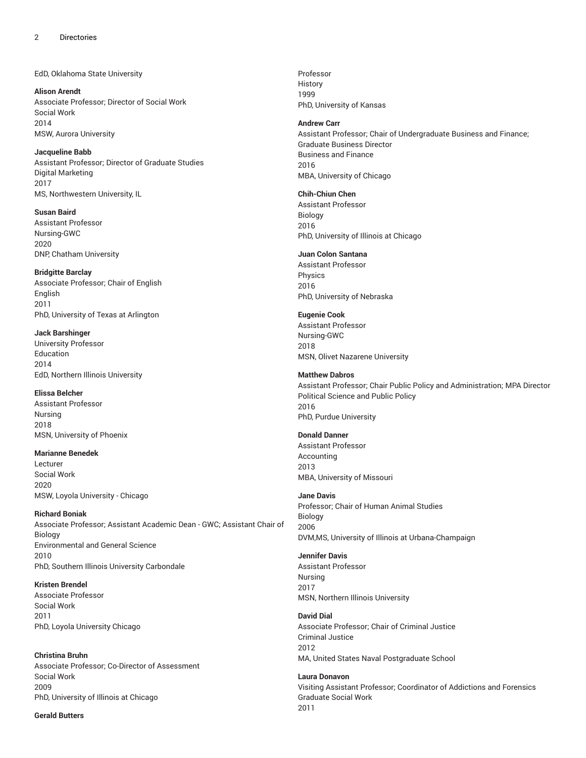EdD, Oklahoma State University

**Alison Arendt**
Associate Professor; Director of Social Work
Social Work
2014
MSW, Aurora University

**Jacqueline Babb**
Assistant Professor; Director of Graduate Studies
Digital Marketing
2017
MS, Northwestern University, IL

**Susan Baird**
Assistant Professor
Nursing-GWC
2020
DNP, Chatham University

**Bridgitte Barclay**
Associate Professor; Chair of English
English
2011
PhD, University of Texas at Arlington

**Jack Barshinger**
University Professor
Education
2014
EdD, Northern Illinois University

**Elissa Belcher**
Assistant Professor
Nursing
2018
MSN, University of Phoenix

**Marianne Benedek**
Lecturer
Social Work
2020
MSW, Loyola University - Chicago

**Richard Boniak**
Associate Professor; Assistant Academic Dean - GWC; Assistant Chair of Biology
Environmental and General Science
2010
PhD, Southern Illinois University Carbondale

**Kristen Brendel**
Associate Professor
Social Work
2011
PhD, Loyola University Chicago

**Christina Bruhn**
Associate Professor; Co-Director of Assessment
Social Work
2009
PhD, University of Illinois at Chicago

**Gerald Butters**
Professor
History
1999
PhD, University of Kansas

**Andrew Carr**
Assistant Professor; Chair of Undergraduate Business and Finance; Graduate Business Director
Business and Finance
2016
MBA, University of Chicago

**Chih-Chiun Chen**
Assistant Professor
Biology
2016
PhD, University of Illinois at Chicago

**Juan Colon Santana**
Assistant Professor
Physics
2016
PhD, University of Nebraska

**Eugenie Cook**
Assistant Professor
Nursing-GWC
2018
MSN, Olivet Nazarene University

**Matthew Dabros**
Assistant Professor; Chair Public Policy and Administration; MPA Director
Political Science and Public Policy
2016
PhD, Purdue University

**Donald Danner**
Assistant Professor
Accounting
2013
MBA, University of Missouri

**Jane Davis**
Professor; Chair of Human Animal Studies
Biology
2006
DVM,MS, University of Illinois at Urbana-Champaign

**Jennifer Davis**
Assistant Professor
Nursing
2017
MSN, Northern Illinois University

**David Dial**
Associate Professor; Chair of Criminal Justice
Criminal Justice
2012
MA, United States Naval Postgraduate School

**Laura Donavon**
Visiting Assistant Professor; Coordinator of Addictions and Forensics
Graduate Social Work
2011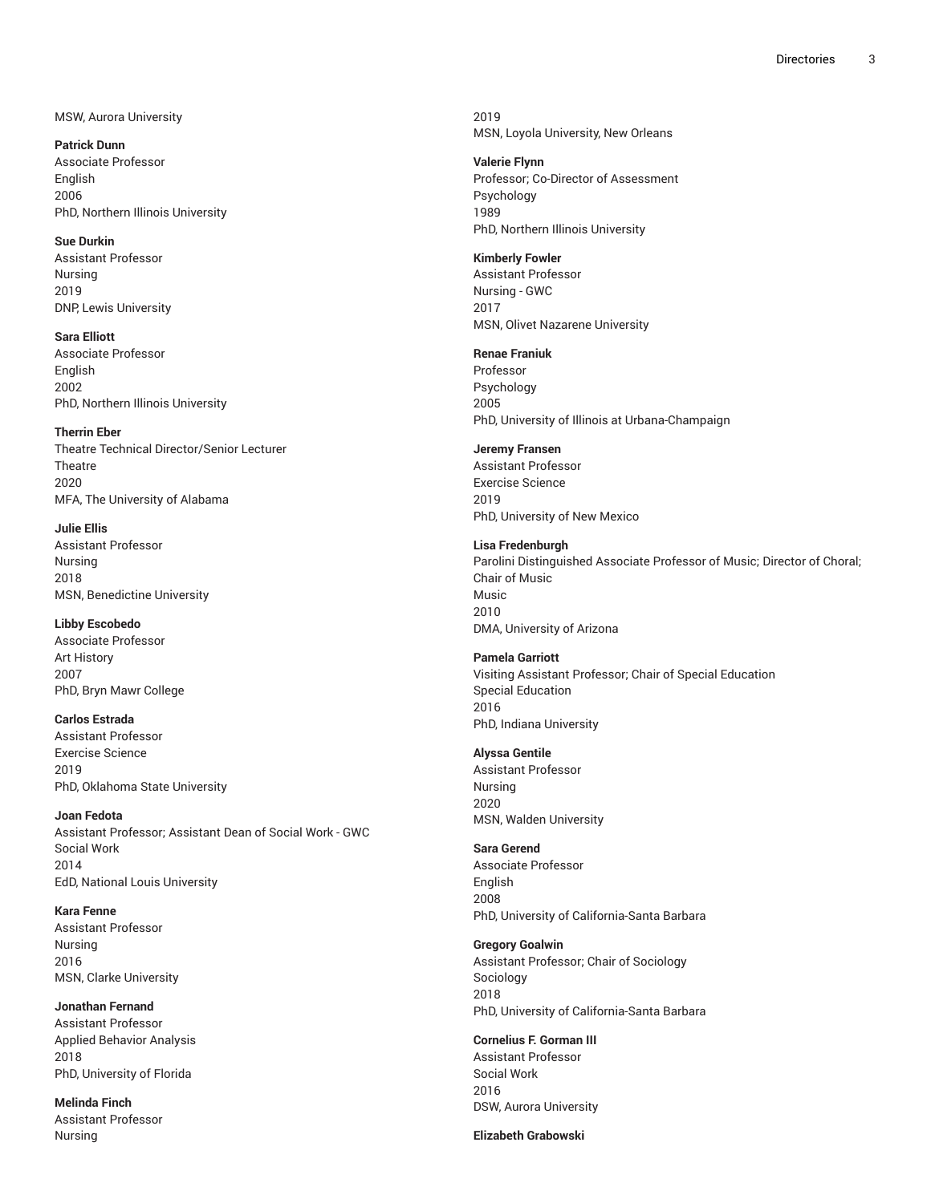MSW, Aurora University

**Patrick Dunn**
Associate Professor
English
2006
PhD, Northern Illinois University

**Sue Durkin**
Assistant Professor
Nursing
2019
DNP, Lewis University

**Sara Elliott**
Associate Professor
English
2002
PhD, Northern Illinois University

**Therrin Eber**
Theatre Technical Director/Senior Lecturer
Theatre
2020
MFA, The University of Alabama

**Julie Ellis**
Assistant Professor
Nursing
2018
MSN, Benedictine University

**Libby Escobedo**
Associate Professor
Art History
2007
PhD, Bryn Mawr College

**Carlos Estrada**
Assistant Professor
Exercise Science
2019
PhD, Oklahoma State University

**Joan Fedota**
Assistant Professor; Assistant Dean of Social Work - GWC
Social Work
2014
EdD, National Louis University

**Kara Fenne**
Assistant Professor
Nursing
2016
MSN, Clarke University

**Jonathan Fernand**
Assistant Professor
Applied Behavior Analysis
2018
PhD, University of Florida

**Melinda Finch**
Assistant Professor
Nursing
2019
MSN, Loyola University, New Orleans

**Valerie Flynn**
Professor; Co-Director of Assessment
Psychology
1989
PhD, Northern Illinois University

**Kimberly Fowler**
Assistant Professor
Nursing - GWC
2017
MSN, Olivet Nazarene University

**Renae Franiuk**
Professor
Psychology
2005
PhD, University of Illinois at Urbana-Champaign

**Jeremy Fransen**
Assistant Professor
Exercise Science
2019
PhD, University of New Mexico

**Lisa Fredenburgh**
Parolini Distinguished Associate Professor of Music; Director of Choral; Chair of Music
Music
2010
DMA, University of Arizona

**Pamela Garriott**
Visiting Assistant Professor; Chair of Special Education
Special Education
2016
PhD, Indiana University

**Alyssa Gentile**
Assistant Professor
Nursing
2020
MSN, Walden University

**Sara Gerend**
Associate Professor
English
2008
PhD, University of California-Santa Barbara

**Gregory Goalwin**
Assistant Professor; Chair of Sociology
Sociology
2018
PhD, University of California-Santa Barbara

**Cornelius F. Gorman III**
Assistant Professor
Social Work
2016
DSW, Aurora University

**Elizabeth Grabowski**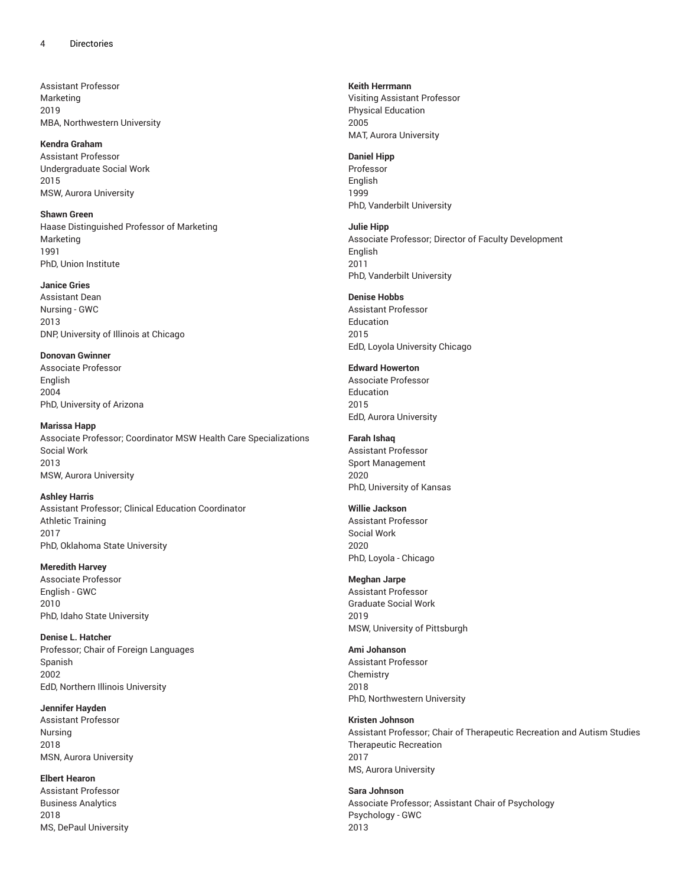Assistant Professor
Marketing
2019
MBA, Northwestern University

**Kendra Graham**
Assistant Professor
Undergraduate Social Work
2015
MSW, Aurora University

**Shawn Green**
Haase Distinguished Professor of Marketing
Marketing
1991
PhD, Union Institute

**Janice Gries**
Assistant Dean
Nursing - GWC
2013
DNP, University of Illinois at Chicago

**Donovan Gwinner**
Associate Professor
English
2004
PhD, University of Arizona

**Marissa Happ**
Associate Professor; Coordinator MSW Health Care Specializations
Social Work
2013
MSW, Aurora University

**Ashley Harris**
Assistant Professor; Clinical Education Coordinator
Athletic Training
2017
PhD, Oklahoma State University

**Meredith Harvey**
Associate Professor
English - GWC
2010
PhD, Idaho State University

**Denise L. Hatcher**
Professor; Chair of Foreign Languages
Spanish
2002
EdD, Northern Illinois University

**Jennifer Hayden**
Assistant Professor
Nursing
2018
MSN, Aurora University

**Elbert Hearon**
Assistant Professor
Business Analytics
2018
MS, DePaul University

**Keith Herrmann**
Visiting Assistant Professor
Physical Education
2005
MAT, Aurora University

**Daniel Hipp**
Professor
English
1999
PhD, Vanderbilt University

**Julie Hipp**
Associate Professor; Director of Faculty Development
English
2011
PhD, Vanderbilt University

**Denise Hobbs**
Assistant Professor
Education
2015
EdD, Loyola University Chicago

**Edward Howerton**
Associate Professor
Education
2015
EdD, Aurora University

**Farah Ishaq**
Assistant Professor
Sport Management
2020
PhD, University of Kansas

**Willie Jackson**
Assistant Professor
Social Work
2020
PhD, Loyola - Chicago

**Meghan Jarpe**
Assistant Professor
Graduate Social Work
2019
MSW, University of Pittsburgh

**Ami Johanson**
Assistant Professor
Chemistry
2018
PhD, Northwestern University

**Kristen Johnson**
Assistant Professor; Chair of Therapeutic Recreation and Autism Studies
Therapeutic Recreation
2017
MS, Aurora University

**Sara Johnson**
Associate Professor; Assistant Chair of Psychology
Psychology - GWC
2013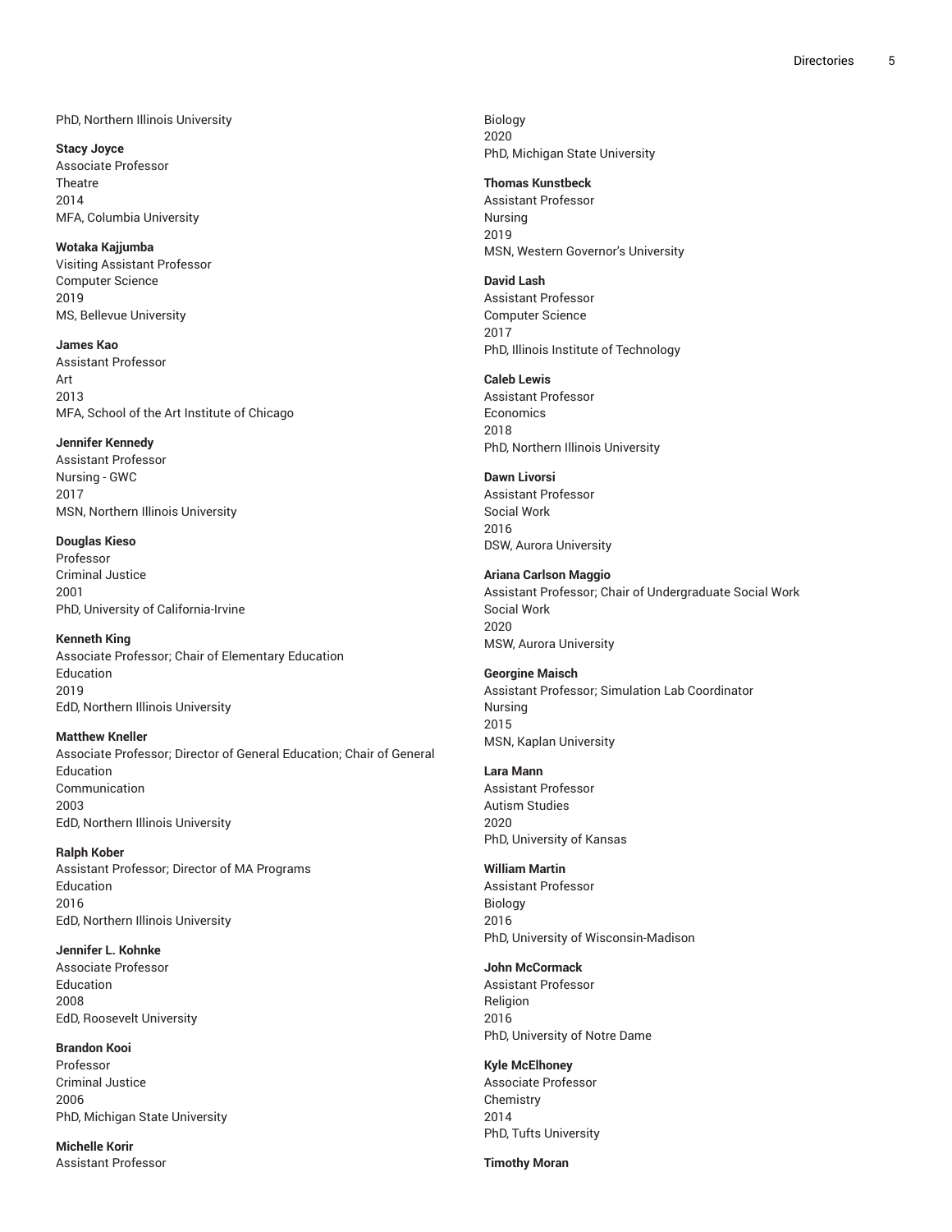PhD, Northern Illinois University

**Stacy Joyce**
Associate Professor
Theatre
2014
MFA, Columbia University

**Wotaka Kajjumba**
Visiting Assistant Professor
Computer Science
2019
MS, Bellevue University

**James Kao**
Assistant Professor
Art
2013
MFA, School of the Art Institute of Chicago

**Jennifer Kennedy**
Assistant Professor
Nursing - GWC
2017
MSN, Northern Illinois University

**Douglas Kieso**
Professor
Criminal Justice
2001
PhD, University of California-Irvine

**Kenneth King**
Associate Professor; Chair of Elementary Education
Education
2019
EdD, Northern Illinois University

**Matthew Kneller**
Associate Professor; Director of General Education; Chair of General Education
Communication
2003
EdD, Northern Illinois University

**Ralph Kober**
Assistant Professor; Director of MA Programs
Education
2016
EdD, Northern Illinois University

**Jennifer L. Kohnke**
Associate Professor
Education
2008
EdD, Roosevelt University

**Brandon Kooi**
Professor
Criminal Justice
2006
PhD, Michigan State University

**Michelle Korir**
Assistant Professor
Biology
2020
PhD, Michigan State University

**Thomas Kunstbeck**
Assistant Professor
Nursing
2019
MSN, Western Governor's University

**David Lash**
Assistant Professor
Computer Science
2017
PhD, Illinois Institute of Technology

**Caleb Lewis**
Assistant Professor
Economics
2018
PhD, Northern Illinois University

**Dawn Livorsi**
Assistant Professor
Social Work
2016
DSW, Aurora University

**Ariana Carlson Maggio**
Assistant Professor; Chair of Undergraduate Social Work
Social Work
2020
MSW, Aurora University

**Georgine Maisch**
Assistant Professor; Simulation Lab Coordinator
Nursing
2015
MSN, Kaplan University

**Lara Mann**
Assistant Professor
Autism Studies
2020
PhD, University of Kansas

**William Martin**
Assistant Professor
Biology
2016
PhD, University of Wisconsin-Madison

**John McCormack**
Assistant Professor
Religion
2016
PhD, University of Notre Dame

**Kyle McElhoney**
Associate Professor
Chemistry
2014
PhD, Tufts University

**Timothy Moran**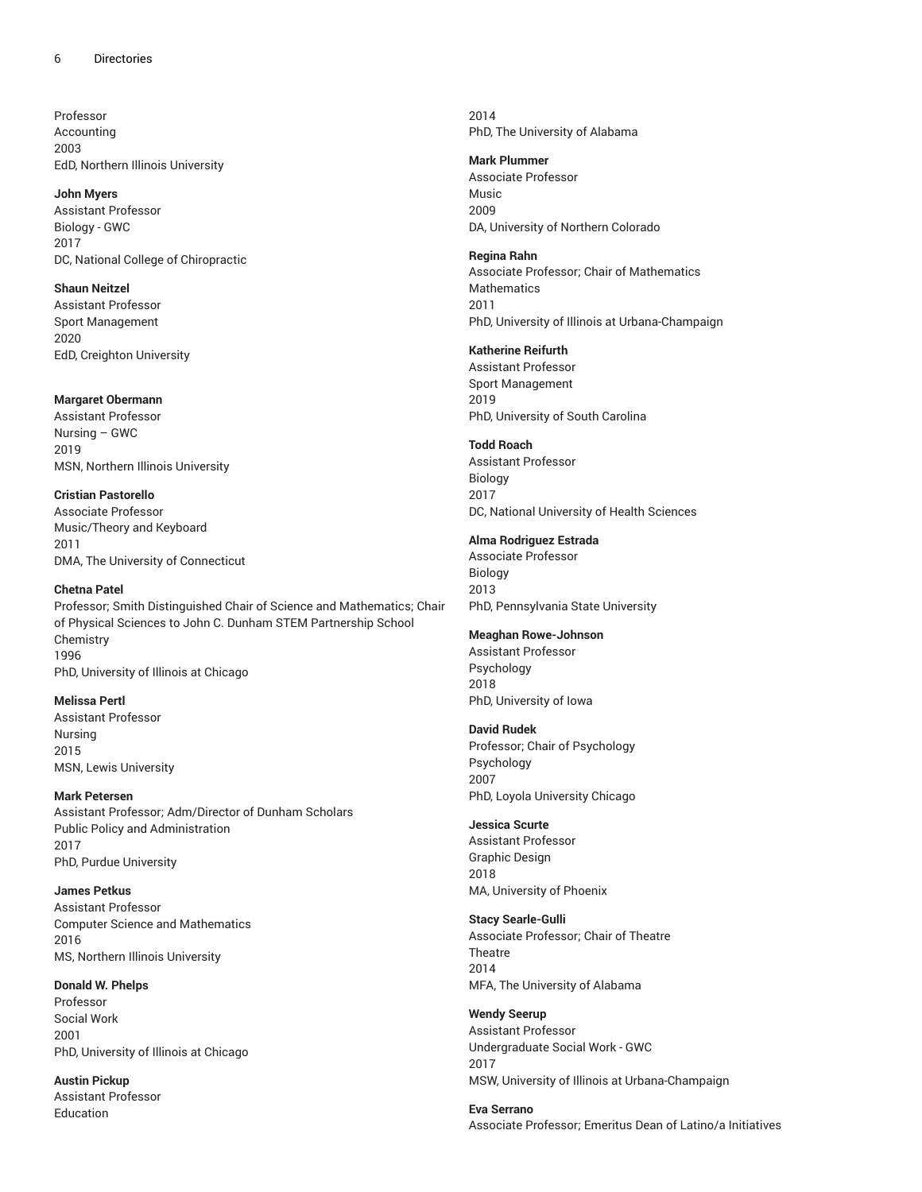Professor
Accounting
2003
EdD, Northern Illinois University

**John Myers**
Assistant Professor
Biology - GWC
2017
DC, National College of Chiropractic

**Shaun Neitzel**
Assistant Professor
Sport Management
2020
EdD, Creighton University

**Margaret Obermann**
Assistant Professor
Nursing – GWC
2019
MSN, Northern Illinois University

**Cristian Pastorello**
Associate Professor
Music/Theory and Keyboard
2011
DMA, The University of Connecticut

**Chetna Patel**
Professor; Smith Distinguished Chair of Science and Mathematics; Chair of Physical Sciences to John C. Dunham STEM Partnership School
Chemistry
1996
PhD, University of Illinois at Chicago

**Melissa Pertl**
Assistant Professor
Nursing
2015
MSN, Lewis University

**Mark Petersen**
Assistant Professor; Adm/Director of Dunham Scholars
Public Policy and Administration
2017
PhD, Purdue University

**James Petkus**
Assistant Professor
Computer Science and Mathematics
2016
MS, Northern Illinois University

**Donald W. Phelps**
Professor
Social Work
2001
PhD, University of Illinois at Chicago

**Austin Pickup**
Assistant Professor
Education
2014
PhD, The University of Alabama

**Mark Plummer**
Associate Professor
Music
2009
DA, University of Northern Colorado

**Regina Rahn**
Associate Professor; Chair of Mathematics
Mathematics
2011
PhD, University of Illinois at Urbana-Champaign

**Katherine Reifurth**
Assistant Professor
Sport Management
2019
PhD, University of South Carolina

**Todd Roach**
Assistant Professor
Biology
2017
DC, National University of Health Sciences

**Alma Rodriguez Estrada**
Associate Professor
Biology
2013
PhD, Pennsylvania State University

**Meaghan Rowe-Johnson**
Assistant Professor
Psychology
2018
PhD, University of Iowa

**David Rudek**
Professor; Chair of Psychology
Psychology
2007
PhD, Loyola University Chicago

**Jessica Scurte**
Assistant Professor
Graphic Design
2018
MA, University of Phoenix

**Stacy Searle-Gulli**
Associate Professor; Chair of Theatre
Theatre
2014
MFA, The University of Alabama

**Wendy Seerup**
Assistant Professor
Undergraduate Social Work - GWC
2017
MSW, University of Illinois at Urbana-Champaign

**Eva Serrano**
Associate Professor; Emeritus Dean of Latino/a Initiatives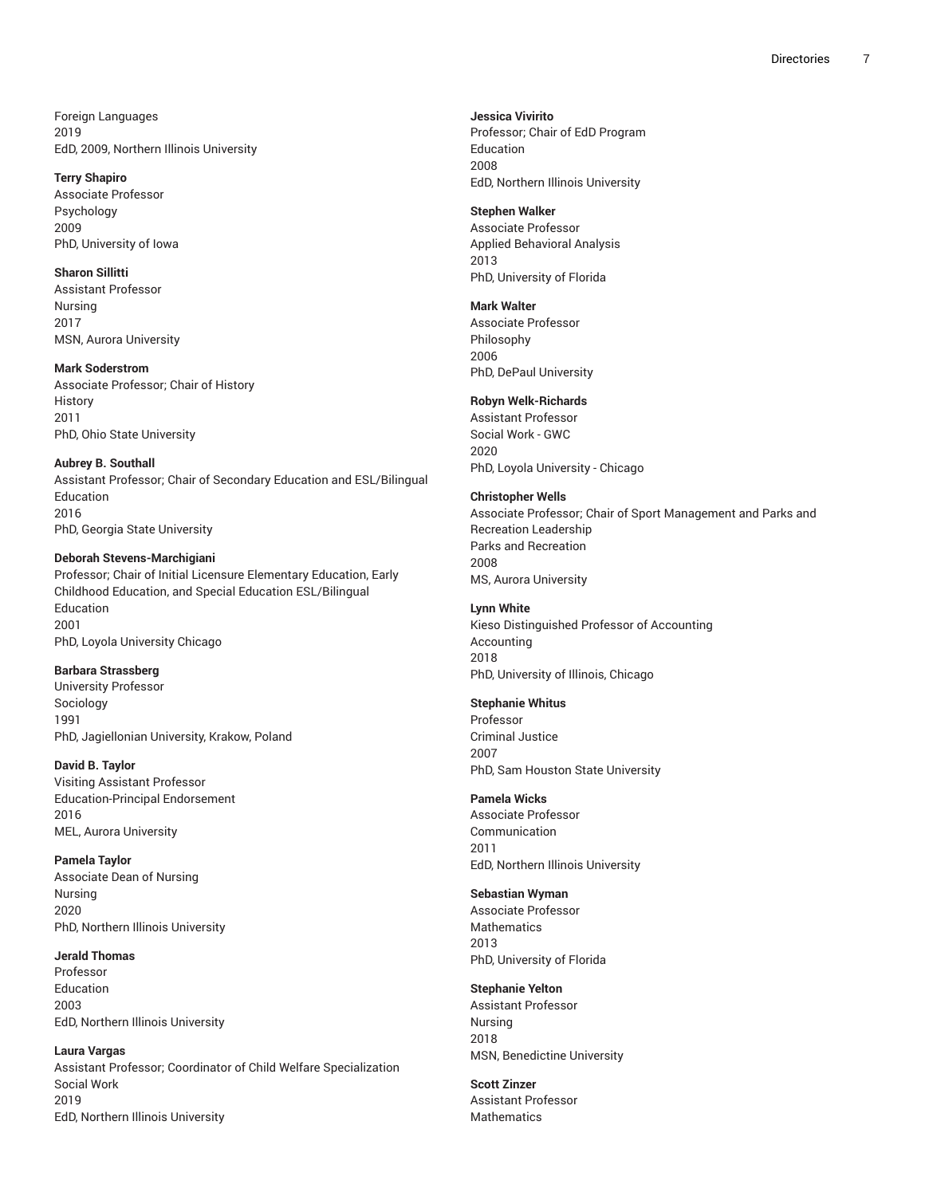Foreign Languages
2019
EdD, 2009, Northern Illinois University

**Terry Shapiro**
Associate Professor
Psychology
2009
PhD, University of Iowa

**Sharon Sillitti**
Assistant Professor
Nursing
2017
MSN, Aurora University

**Mark Soderstrom**
Associate Professor; Chair of History
History
2011
PhD, Ohio State University

**Aubrey B. Southall**
Assistant Professor; Chair of Secondary Education and ESL/Bilingual Education
2016
PhD, Georgia State University

**Deborah Stevens-Marchigiani**
Professor; Chair of Initial Licensure Elementary Education, Early Childhood Education, and Special Education ESL/Bilingual Education
2001
PhD, Loyola University Chicago

**Barbara Strassberg**
University Professor
Sociology
1991
PhD, Jagiellonian University, Krakow, Poland

**David B. Taylor**
Visiting Assistant Professor
Education-Principal Endorsement
2016
MEL, Aurora University

**Pamela Taylor**
Associate Dean of Nursing
Nursing
2020
PhD, Northern Illinois University

**Jerald Thomas**
Professor
Education
2003
EdD, Northern Illinois University

**Laura Vargas**
Assistant Professor; Coordinator of Child Welfare Specialization
Social Work
2019
EdD, Northern Illinois University

**Jessica Vivirito**
Professor; Chair of EdD Program
Education
2008
EdD, Northern Illinois University

**Stephen Walker**
Associate Professor
Applied Behavioral Analysis
2013
PhD, University of Florida

**Mark Walter**
Associate Professor
Philosophy
2006
PhD, DePaul University

**Robyn Welk-Richards**
Assistant Professor
Social Work - GWC
2020
PhD, Loyola University - Chicago

**Christopher Wells**
Associate Professor; Chair of Sport Management and Parks and Recreation Leadership
Parks and Recreation
2008
MS, Aurora University

**Lynn White**
Kieso Distinguished Professor of Accounting
Accounting
2018
PhD, University of Illinois, Chicago

**Stephanie Whitus**
Professor
Criminal Justice
2007
PhD, Sam Houston State University

**Pamela Wicks**
Associate Professor
Communication
2011
EdD, Northern Illinois University

**Sebastian Wyman**
Associate Professor
Mathematics
2013
PhD, University of Florida

**Stephanie Yelton**
Assistant Professor
Nursing
2018
MSN, Benedictine University

**Scott Zinzer**
Assistant Professor
Mathematics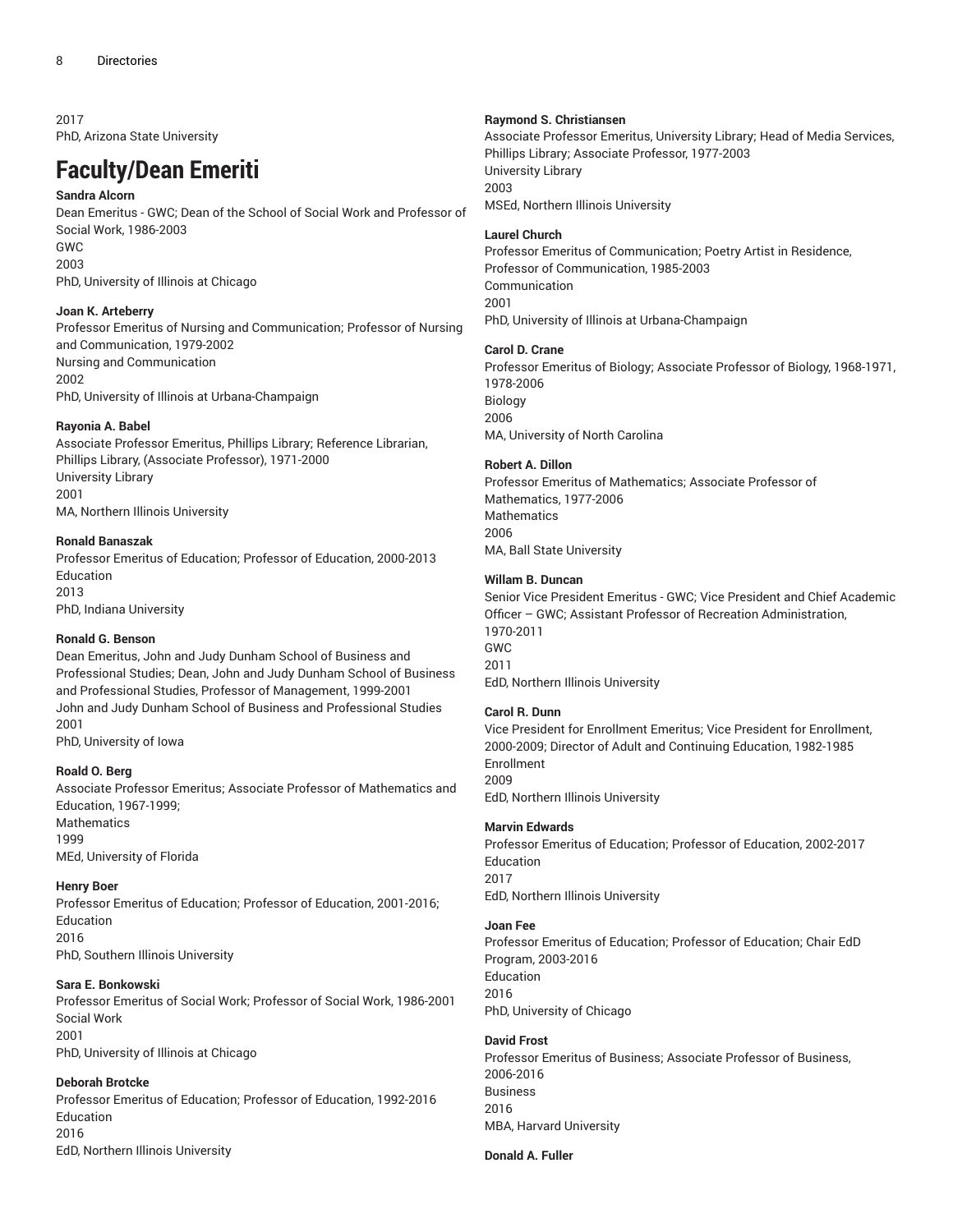2017
PhD, Arizona State University

# Faculty/Dean Emeriti

**Sandra Alcorn**
Dean Emeritus - GWC; Dean of the School of Social Work and Professor of Social Work, 1986-2003
GWC
2003
PhD, University of Illinois at Chicago

**Joan K. Arteberry**
Professor Emeritus of Nursing and Communication; Professor of Nursing and Communication, 1979-2002
Nursing and Communication
2002
PhD, University of Illinois at Urbana-Champaign

**Rayonia A. Babel**
Associate Professor Emeritus, Phillips Library; Reference Librarian, Phillips Library, (Associate Professor), 1971-2000
University Library
2001
MA, Northern Illinois University

**Ronald Banaszak**
Professor Emeritus of Education; Professor of Education, 2000-2013
Education
2013
PhD, Indiana University

**Ronald G. Benson**
Dean Emeritus, John and Judy Dunham School of Business and Professional Studies; Dean, John and Judy Dunham School of Business and Professional Studies, Professor of Management, 1999-2001
John and Judy Dunham School of Business and Professional Studies
2001
PhD, University of Iowa

**Roald O. Berg**
Associate Professor Emeritus; Associate Professor of Mathematics and Education, 1967-1999;
Mathematics
1999
MEd, University of Florida

**Henry Boer**
Professor Emeritus of Education; Professor of Education, 2001-2016;
Education
2016
PhD, Southern Illinois University

**Sara E. Bonkowski**
Professor Emeritus of Social Work; Professor of Social Work, 1986-2001
Social Work
2001
PhD, University of Illinois at Chicago

**Deborah Brotcke**
Professor Emeritus of Education; Professor of Education, 1992-2016
Education
2016
EdD, Northern Illinois University

**Raymond S. Christiansen**
Associate Professor Emeritus, University Library; Head of Media Services, Phillips Library; Associate Professor, 1977-2003
University Library
2003
MSEd, Northern Illinois University

**Laurel Church**
Professor Emeritus of Communication; Poetry Artist in Residence, Professor of Communication, 1985-2003
Communication
2001
PhD, University of Illinois at Urbana-Champaign

**Carol D. Crane**
Professor Emeritus of Biology; Associate Professor of Biology, 1968-1971, 1978-2006
Biology
2006
MA, University of North Carolina

**Robert A. Dillon**
Professor Emeritus of Mathematics; Associate Professor of Mathematics, 1977-2006
Mathematics
2006
MA, Ball State University

**Willam B. Duncan**
Senior Vice President Emeritus - GWC; Vice President and Chief Academic Officer – GWC; Assistant Professor of Recreation Administration, 1970-2011
GWC
2011
EdD, Northern Illinois University

**Carol R. Dunn**
Vice President for Enrollment Emeritus; Vice President for Enrollment, 2000-2009; Director of Adult and Continuing Education, 1982-1985
Enrollment
2009
EdD, Northern Illinois University

**Marvin Edwards**
Professor Emeritus of Education; Professor of Education, 2002-2017
Education
2017
EdD, Northern Illinois University

**Joan Fee**
Professor Emeritus of Education; Professor of Education; Chair EdD Program, 2003-2016
Education
2016
PhD, University of Chicago

**David Frost**
Professor Emeritus of Business; Associate Professor of Business, 2006-2016
Business
2016
MBA, Harvard University

**Donald A. Fuller**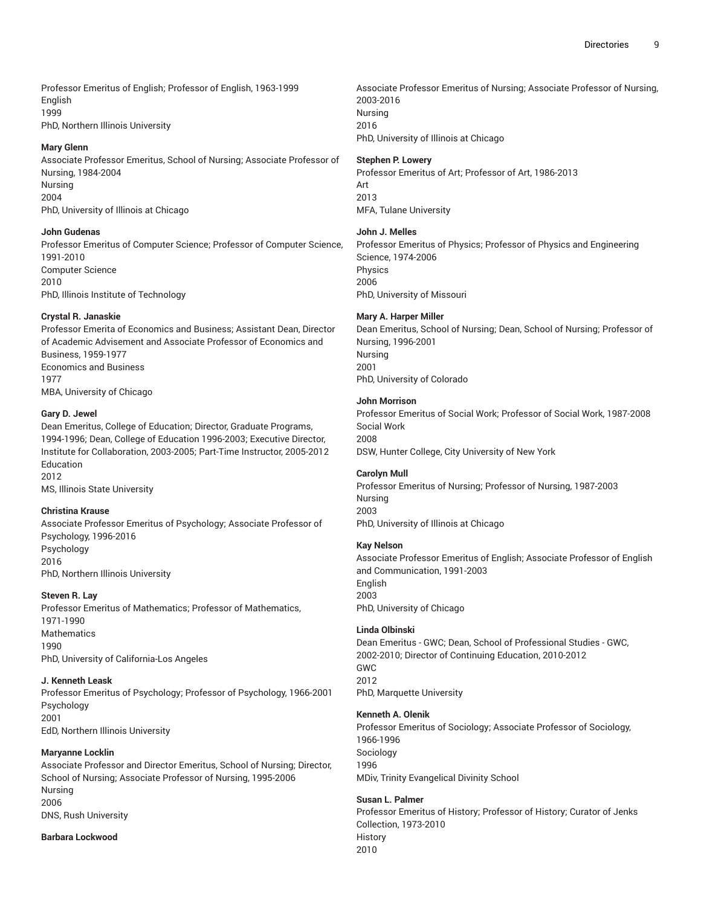Professor Emeritus of English; Professor of English, 1963-1999
English
1999
PhD, Northern Illinois University

**Mary Glenn**
Associate Professor Emeritus, School of Nursing; Associate Professor of Nursing, 1984-2004
Nursing
2004
PhD, University of Illinois at Chicago

**John Gudenas**
Professor Emeritus of Computer Science; Professor of Computer Science, 1991-2010
Computer Science
2010
PhD, Illinois Institute of Technology

**Crystal R. Janaskie**
Professor Emerita of Economics and Business; Assistant Dean, Director of Academic Advisement and Associate Professor of Economics and Business, 1959-1977
Economics and Business
1977
MBA, University of Chicago

**Gary D. Jewel**
Dean Emeritus, College of Education; Director, Graduate Programs, 1994-1996; Dean, College of Education 1996-2003; Executive Director, Institute for Collaboration, 2003-2005; Part-Time Instructor, 2005-2012
Education
2012
MS, Illinois State University

**Christina Krause**
Associate Professor Emeritus of Psychology; Associate Professor of Psychology, 1996-2016
Psychology
2016
PhD, Northern Illinois University

**Steven R. Lay**
Professor Emeritus of Mathematics; Professor of Mathematics, 1971-1990
Mathematics
1990
PhD, University of California-Los Angeles

**J. Kenneth Leask**
Professor Emeritus of Psychology; Professor of Psychology, 1966-2001
Psychology
2001
EdD, Northern Illinois University

**Maryanne Locklin**
Associate Professor and Director Emeritus, School of Nursing; Director, School of Nursing; Associate Professor of Nursing, 1995-2006
Nursing
2006
DNS, Rush University

**Barbara Lockwood**
Associate Professor Emeritus of Nursing; Associate Professor of Nursing, 2003-2016
Nursing
2016
PhD, University of Illinois at Chicago

**Stephen P. Lowery**
Professor Emeritus of Art; Professor of Art, 1986-2013
Art
2013
MFA, Tulane University

**John J. Melles**
Professor Emeritus of Physics; Professor of Physics and Engineering Science, 1974-2006
Physics
2006
PhD, University of Missouri

**Mary A. Harper Miller**
Dean Emeritus, School of Nursing; Dean, School of Nursing; Professor of Nursing, 1996-2001
Nursing
2001
PhD, University of Colorado

**John Morrison**
Professor Emeritus of Social Work; Professor of Social Work, 1987-2008
Social Work
2008
DSW, Hunter College, City University of New York

**Carolyn Mull**
Professor Emeritus of Nursing; Professor of Nursing, 1987-2003
Nursing
2003
PhD, University of Illinois at Chicago

**Kay Nelson**
Associate Professor Emeritus of English; Associate Professor of English and Communication, 1991-2003
English
2003
PhD, University of Chicago

**Linda Olbinski**
Dean Emeritus - GWC; Dean, School of Professional Studies - GWC, 2002-2010; Director of Continuing Education, 2010-2012
GWC
2012
PhD, Marquette University

**Kenneth A. Olenik**
Professor Emeritus of Sociology; Associate Professor of Sociology, 1966-1996
Sociology
1996
MDiv, Trinity Evangelical Divinity School

**Susan L. Palmer**
Professor Emeritus of History; Professor of History; Curator of Jenks Collection, 1973-2010
History
2010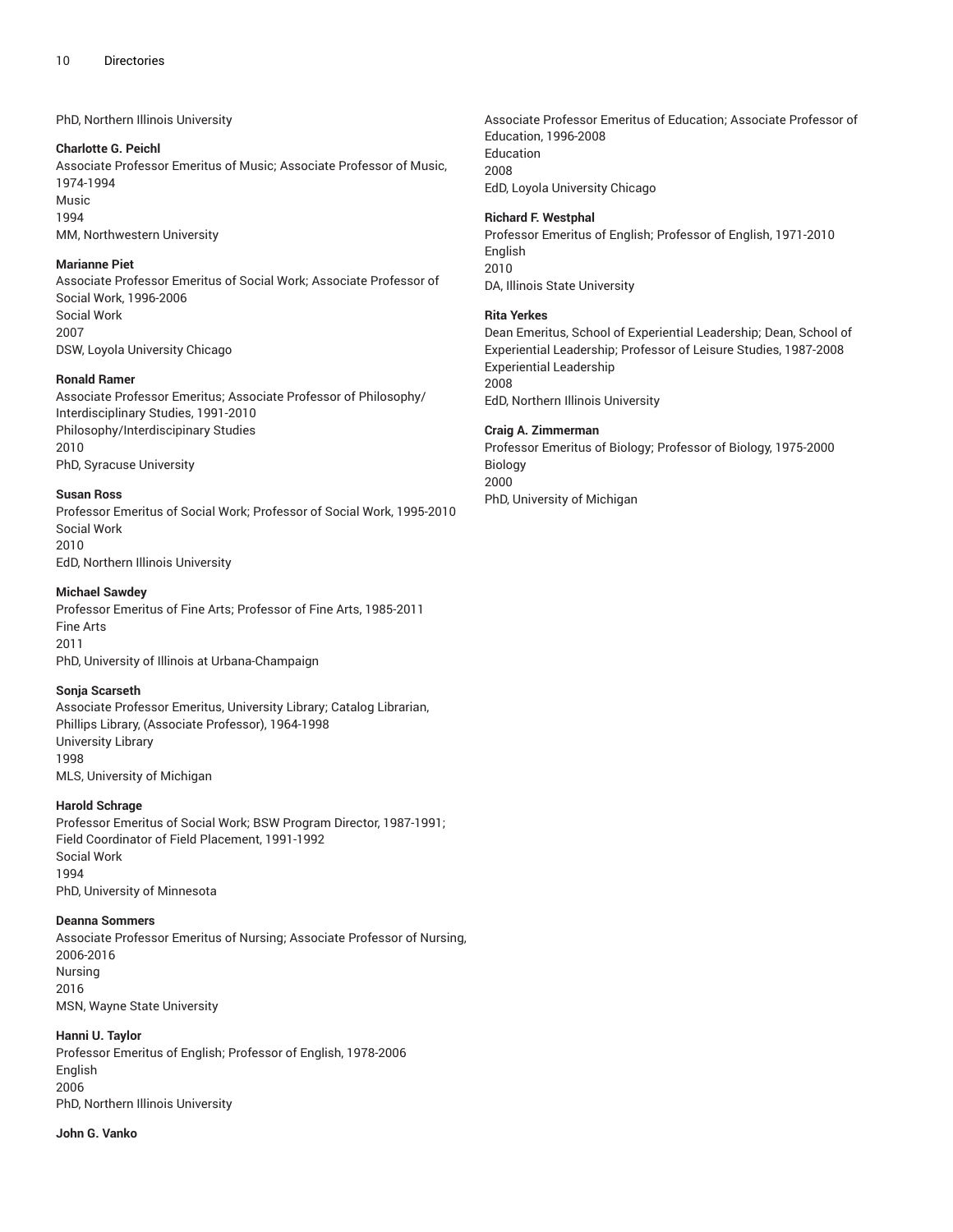PhD, Northern Illinois University

**Charlotte G. Peichl**
Associate Professor Emeritus of Music; Associate Professor of Music, 1974-1994
Music
1994
MM, Northwestern University

**Marianne Piet**
Associate Professor Emeritus of Social Work; Associate Professor of Social Work, 1996-2006
Social Work
2007
DSW, Loyola University Chicago

**Ronald Ramer**
Associate Professor Emeritus; Associate Professor of Philosophy/ Interdisciplinary Studies, 1991-2010
Philosophy/Interdiscipinary Studies
2010
PhD, Syracuse University

**Susan Ross**
Professor Emeritus of Social Work; Professor of Social Work, 1995-2010
Social Work
2010
EdD, Northern Illinois University

**Michael Sawdey**
Professor Emeritus of Fine Arts; Professor of Fine Arts, 1985-2011
Fine Arts
2011
PhD, University of Illinois at Urbana-Champaign

**Sonja Scarseth**
Associate Professor Emeritus, University Library; Catalog Librarian, Phillips Library, (Associate Professor), 1964-1998
University Library
1998
MLS, University of Michigan

**Harold Schrage**
Professor Emeritus of Social Work; BSW Program Director, 1987-1991; Field Coordinator of Field Placement, 1991-1992
Social Work
1994
PhD, University of Minnesota

**Deanna Sommers**
Associate Professor Emeritus of Nursing; Associate Professor of Nursing, 2006-2016
Nursing
2016
MSN, Wayne State University

**Hanni U. Taylor**
Professor Emeritus of English; Professor of English, 1978-2006
English
2006
PhD, Northern Illinois University

**John G. Vanko**
Associate Professor Emeritus of Education; Associate Professor of Education, 1996-2008
Education
2008
EdD, Loyola University Chicago

**Richard F. Westphal**
Professor Emeritus of English; Professor of English, 1971-2010
English
2010
DA, Illinois State University

**Rita Yerkes**
Dean Emeritus, School of Experiential Leadership; Dean, School of Experiential Leadership; Professor of Leisure Studies, 1987-2008
Experiential Leadership
2008
EdD, Northern Illinois University

**Craig A. Zimmerman**
Professor Emeritus of Biology; Professor of Biology, 1975-2000
Biology
2000
PhD, University of Michigan